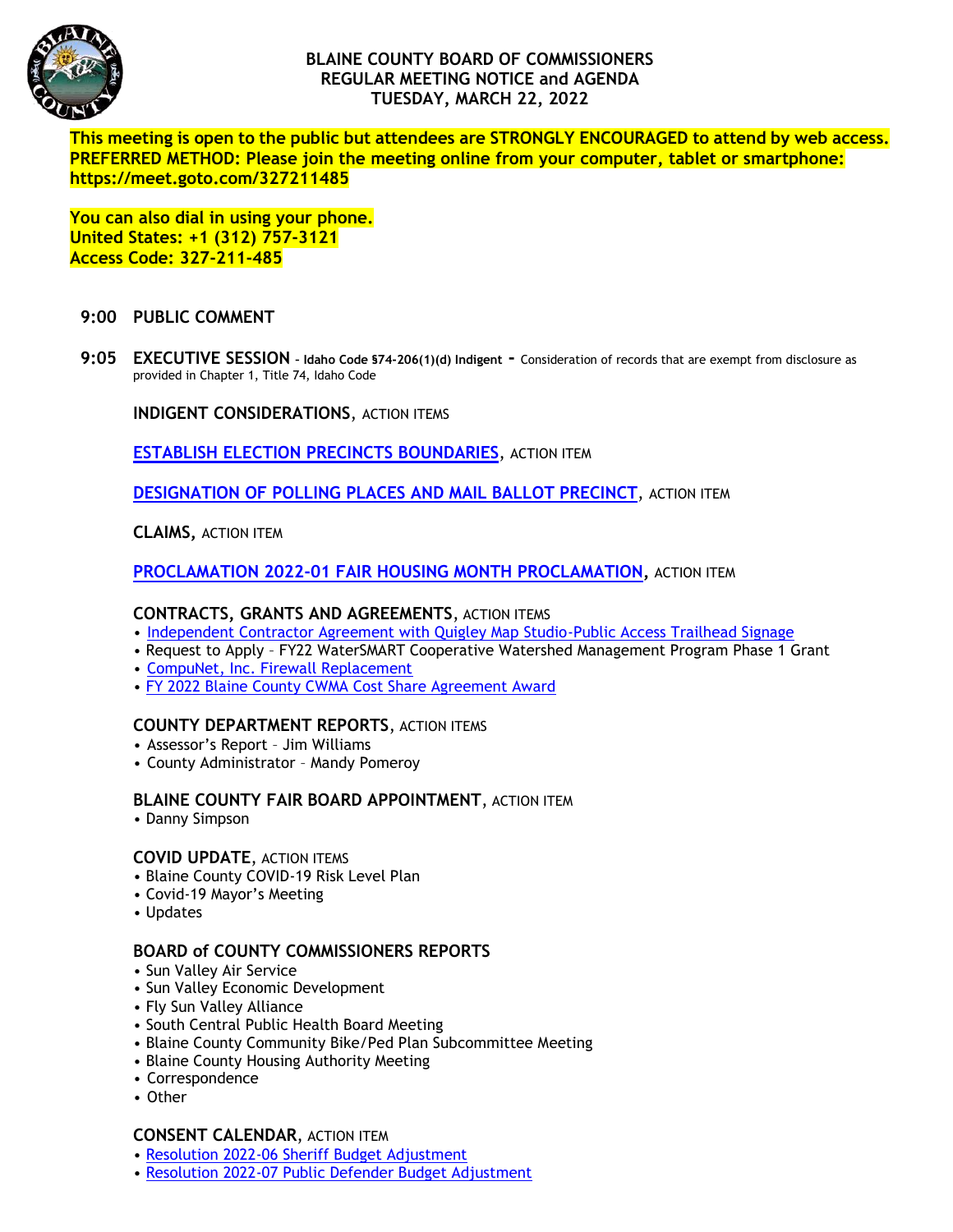# BLAINE COUNTY BOARD OF COMMISSIONERS
## REGULAR MEETING NOTICE and AGENDA
## TUESDAY, MARCH 22, 2022

**This meeting is open to the public but attendees are STRONGLY ENCOURAGED to attend by web access. PREFERRED METHOD: Please join the meeting online from your computer, tablet or smartphone: https://meet.goto.com/327211485**

**You can also dial in using your phone.**
**United States: +1 (312) 757-3121**
**Access Code: 327-211-485**

**9:00 PUBLIC COMMENT**

**9:05 EXECUTIVE SESSION - Idaho Code §74-206(1)(d) Indigent** - Consideration of records that are exempt from disclosure as provided in Chapter 1, Title 74, Idaho Code

**INDIGENT CONSIDERATIONS**, ACTION ITEMS

**ESTABLISH ELECTION PRECINCTS BOUNDARIES**, ACTION ITEM

**DESIGNATION OF POLLING PLACES AND MAIL BALLOT PRECINCT**, ACTION ITEM

**CLAIMS**, ACTION ITEM

**PROCLAMATION 2022-01 FAIR HOUSING MONTH PROCLAMATION**, ACTION ITEM

**CONTRACTS, GRANTS AND AGREEMENTS**, ACTION ITEMS
- Independent Contractor Agreement with Quigley Map Studio-Public Access Trailhead Signage
- Request to Apply – FY22 WaterSMART Cooperative Watershed Management Program Phase 1 Grant
- CompuNet, Inc. Firewall Replacement
- FY 2022 Blaine County CWMA Cost Share Agreement Award

**COUNTY DEPARTMENT REPORTS**, ACTION ITEMS
- Assessor's Report – Jim Williams
- County Administrator – Mandy Pomeroy

**BLAINE COUNTY FAIR BOARD APPOINTMENT**, ACTION ITEM
- Danny Simpson

**COVID UPDATE**, ACTION ITEMS
- Blaine County COVID-19 Risk Level Plan
- Covid-19 Mayor's Meeting
- Updates

**BOARD of COUNTY COMMISSIONERS REPORTS**
- Sun Valley Air Service
- Sun Valley Economic Development
- Fly Sun Valley Alliance
- South Central Public Health Board Meeting
- Blaine County Community Bike/Ped Plan Subcommittee Meeting
- Blaine County Housing Authority Meeting
- Correspondence
- Other

**CONSENT CALENDAR**, ACTION ITEM
- Resolution 2022-06 Sheriff Budget Adjustment
- Resolution 2022-07 Public Defender Budget Adjustment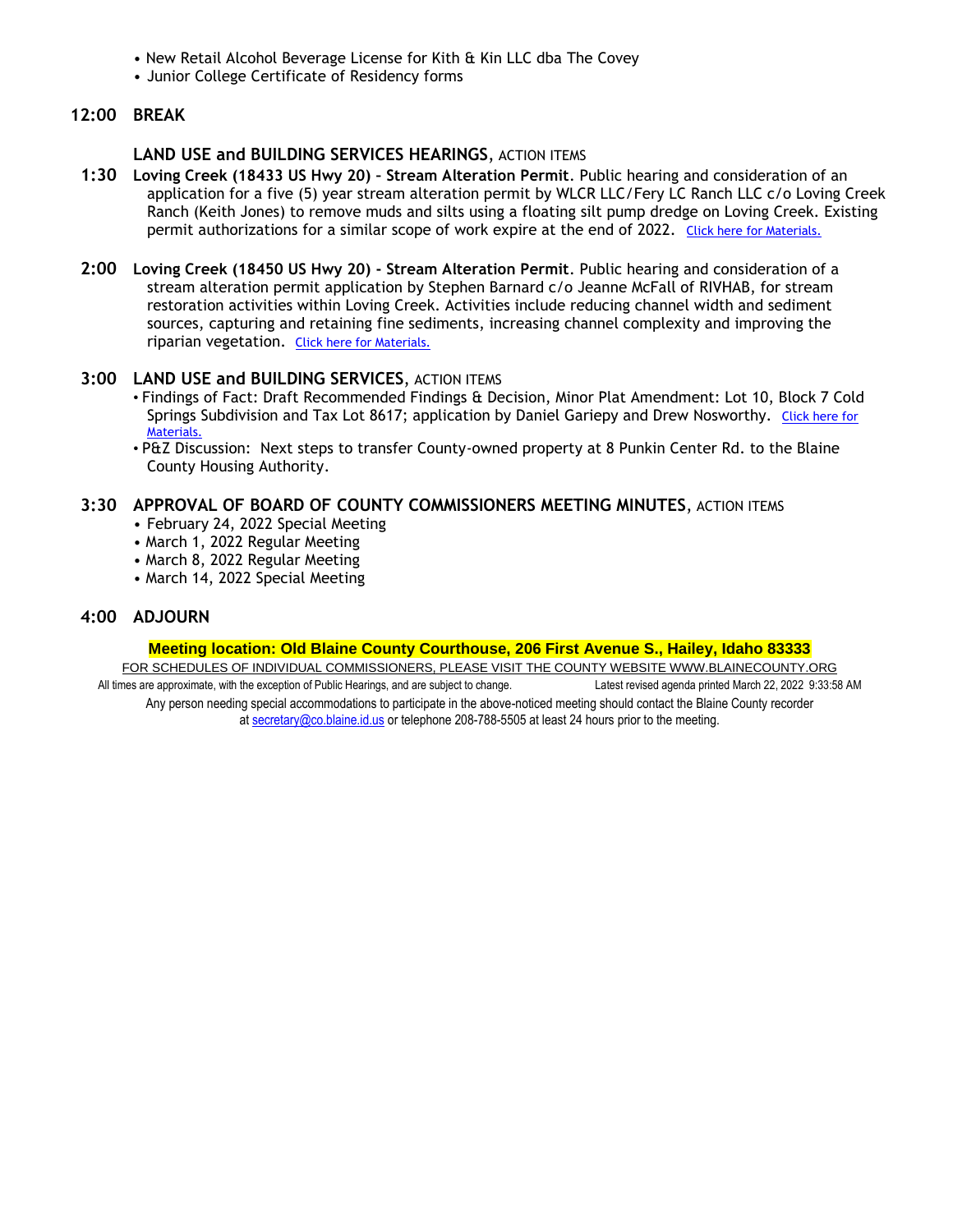- New Retail Alcohol Beverage License for Kith & Kin LLC dba The Covey
- Junior College Certificate of Residency forms

**12:00 BREAK**

**LAND USE and BUILDING SERVICES HEARINGS**, ACTION ITEMS

**1:30 Loving Creek (18433 US Hwy 20) – Stream Alteration Permit**. Public hearing and consideration of an application for a five (5) year stream alteration permit by WLCR LLC/Fery LC Ranch LLC c/o Loving Creek Ranch (Keith Jones) to remove muds and silts using a floating silt pump dredge on Loving Creek. Existing permit authorizations for a similar scope of work expire at the end of 2022. Click here for Materials.

**2:00 Loving Creek (18450 US Hwy 20) - Stream Alteration Permit**. Public hearing and consideration of a stream alteration permit application by Stephen Barnard c/o Jeanne McFall of RIVHAB, for stream restoration activities within Loving Creek. Activities include reducing channel width and sediment sources, capturing and retaining fine sediments, increasing channel complexity and improving the riparian vegetation. Click here for Materials.

**3:00 LAND USE and BUILDING SERVICES**, ACTION ITEMS

- Findings of Fact: Draft Recommended Findings & Decision, Minor Plat Amendment: Lot 10, Block 7 Cold Springs Subdivision and Tax Lot 8617; application by Daniel Gariepy and Drew Nosworthy. Click here for Materials.
- P&Z Discussion: Next steps to transfer County-owned property at 8 Punkin Center Rd. to the Blaine County Housing Authority.

**3:30 APPROVAL OF BOARD OF COUNTY COMMISSIONERS MEETING MINUTES**, ACTION ITEMS

- February 24, 2022 Special Meeting
- March 1, 2022 Regular Meeting
- March 8, 2022 Regular Meeting
- March 14, 2022 Special Meeting

**4:00 ADJOURN**

**Meeting location: Old Blaine County Courthouse, 206 First Avenue S., Hailey, Idaho 83333**

FOR SCHEDULES OF INDIVIDUAL COMMISSIONERS, PLEASE VISIT THE COUNTY WEBSITE WWW.BLAINECOUNTY.ORG

All times are approximate, with the exception of Public Hearings, and are subject to change. Latest revised agenda printed March 22, 2022 9:33:58 AM

Any person needing special accommodations to participate in the above-noticed meeting should contact the Blaine County recorder at secretary@co.blaine.id.us or telephone 208-788-5505 at least 24 hours prior to the meeting.